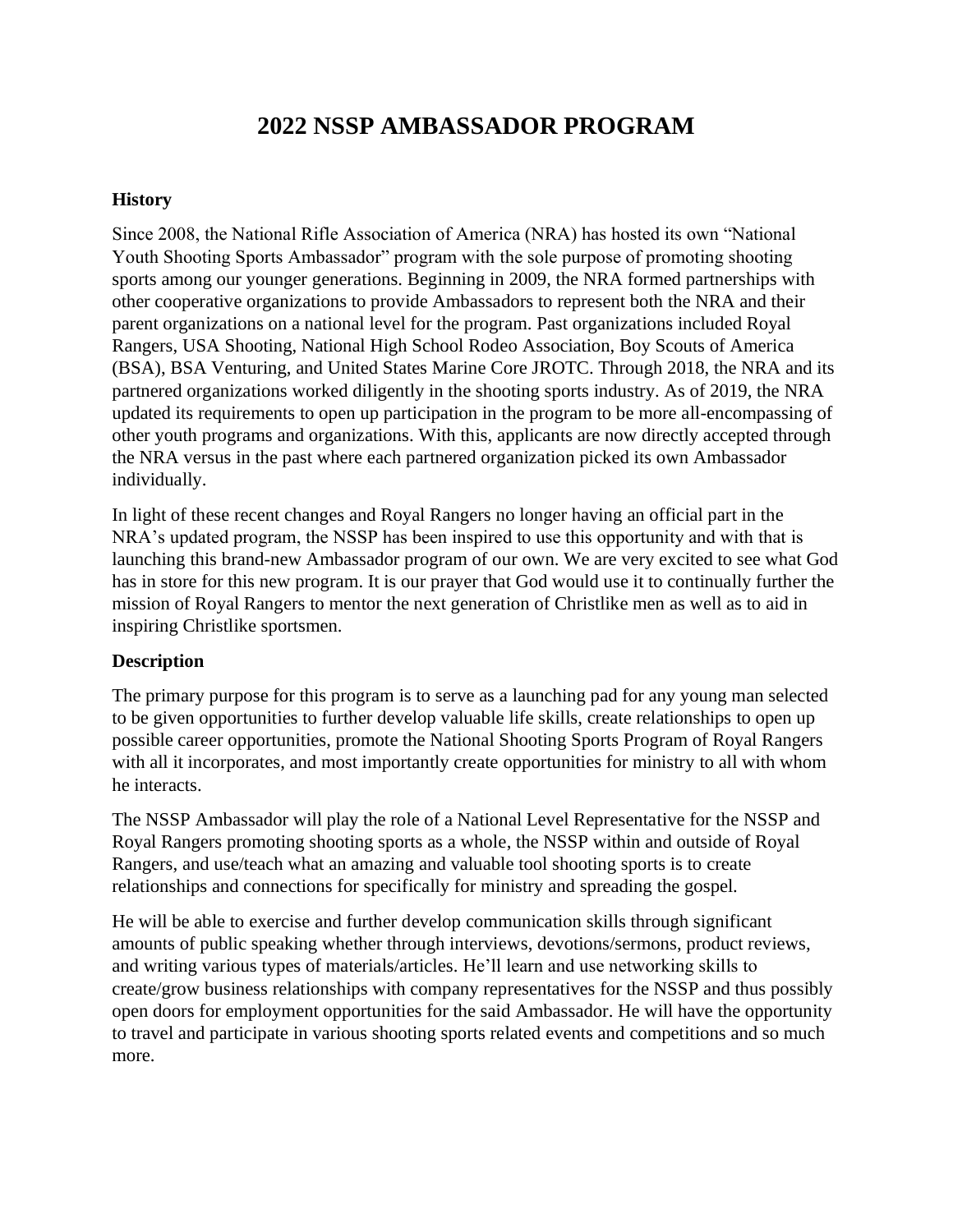# 2022 NSSP AMBASSADOR PROGRAM

**History**

Since 2008, the National Rifle Association of America (NRA) has hosted its own "National Youth Shooting Sports Ambassador" program with the sole purpose of promoting shooting sports among our younger generations. Beginning in 2009, the NRA formed partnerships with other cooperative organizations to provide Ambassadors to represent both the NRA and their parent organizations on a national level for the program. Past organizations included Royal Rangers, USA Shooting, National High School Rodeo Association, Boy Scouts of America (BSA), BSA Venturing, and United States Marine Core JROTC. Through 2018, the NRA and its partnered organizations worked diligently in the shooting sports industry. As of 2019, the NRA updated its requirements to open up participation in the program to be more all-encompassing of other youth programs and organizations. With this, applicants are now directly accepted through the NRA versus in the past where each partnered organization picked its own Ambassador individually.

In light of these recent changes and Royal Rangers no longer having an official part in the NRA's updated program, the NSSP has been inspired to use this opportunity and with that is launching this brand-new Ambassador program of our own. We are very excited to see what God has in store for this new program. It is our prayer that God would use it to continually further the mission of Royal Rangers to mentor the next generation of Christlike men as well as to aid in inspiring Christlike sportsmen.

**Description**

The primary purpose for this program is to serve as a launching pad for any young man selected to be given opportunities to further develop valuable life skills, create relationships to open up possible career opportunities, promote the National Shooting Sports Program of Royal Rangers with all it incorporates, and most importantly create opportunities for ministry to all with whom he interacts.

The NSSP Ambassador will play the role of a National Level Representative for the NSSP and Royal Rangers promoting shooting sports as a whole, the NSSP within and outside of Royal Rangers, and use/teach what an amazing and valuable tool shooting sports is to create relationships and connections for specifically for ministry and spreading the gospel.

He will be able to exercise and further develop communication skills through significant amounts of public speaking whether through interviews, devotions/sermons, product reviews, and writing various types of materials/articles. He'll learn and use networking skills to create/grow business relationships with company representatives for the NSSP and thus possibly open doors for employment opportunities for the said Ambassador. He will have the opportunity to travel and participate in various shooting sports related events and competitions and so much more.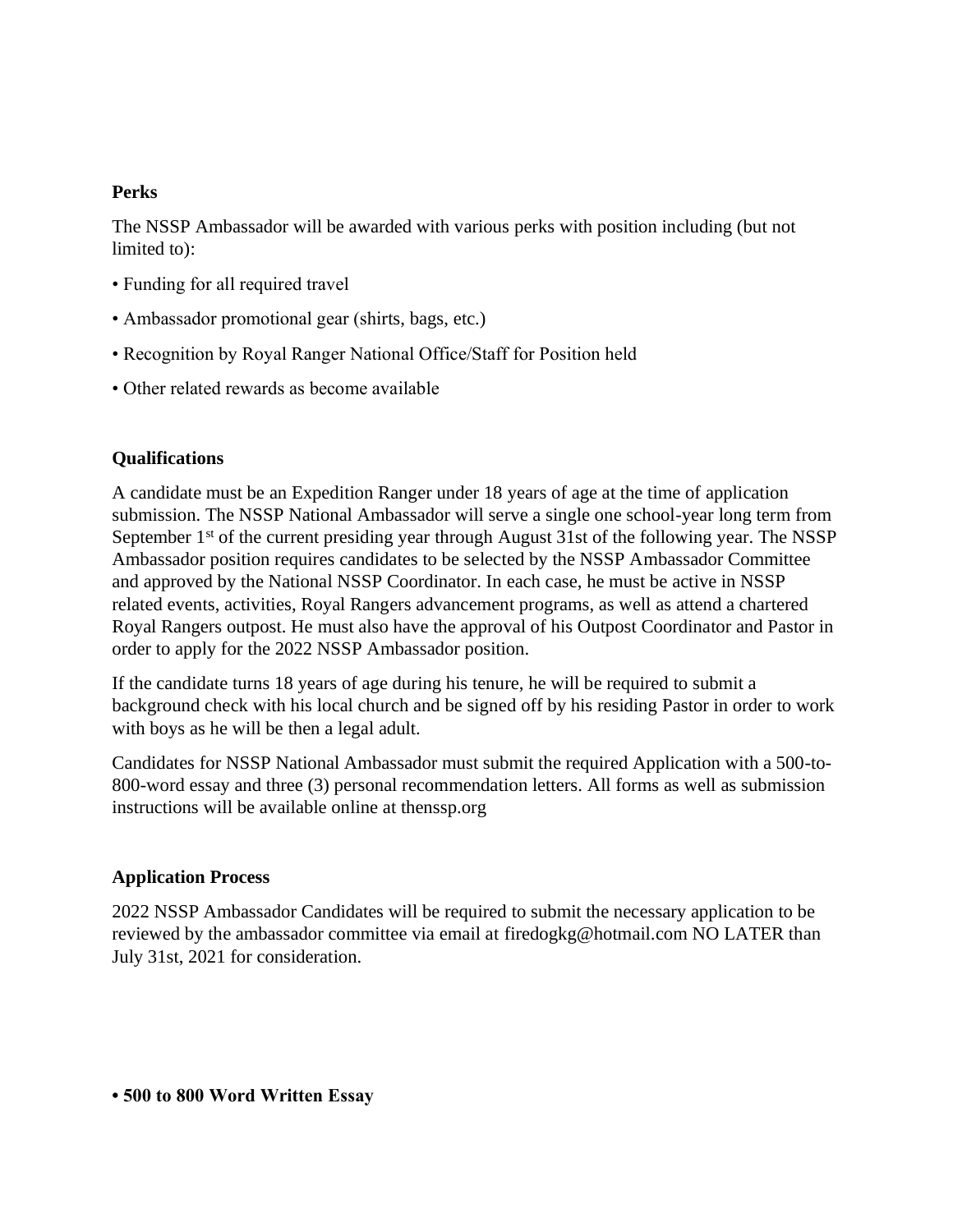**Perks**

The NSSP Ambassador will be awarded with various perks with position including (but not limited to):

- Funding for all required travel
- Ambassador promotional gear (shirts, bags, etc.)
- Recognition by Royal Ranger National Office/Staff for Position held
- Other related rewards as become available

**Qualifications**

A candidate must be an Expedition Ranger under 18 years of age at the time of application submission. The NSSP National Ambassador will serve a single one school-year long term from September 1st of the current presiding year through August 31st of the following year. The NSSP Ambassador position requires candidates to be selected by the NSSP Ambassador Committee and approved by the National NSSP Coordinator. In each case, he must be active in NSSP related events, activities, Royal Rangers advancement programs, as well as attend a chartered Royal Rangers outpost. He must also have the approval of his Outpost Coordinator and Pastor in order to apply for the 2022 NSSP Ambassador position.

If the candidate turns 18 years of age during his tenure, he will be required to submit a background check with his local church and be signed off by his residing Pastor in order to work with boys as he will be then a legal adult.

Candidates for NSSP National Ambassador must submit the required Application with a 500-to-800-word essay and three (3) personal recommendation letters. All forms as well as submission instructions will be available online at thenssp.org

**Application Process**

2022 NSSP Ambassador Candidates will be required to submit the necessary application to be reviewed by the ambassador committee via email at firedogkg@hotmail.com NO LATER than July 31st, 2021 for consideration.

- **500 to 800 Word Written Essay**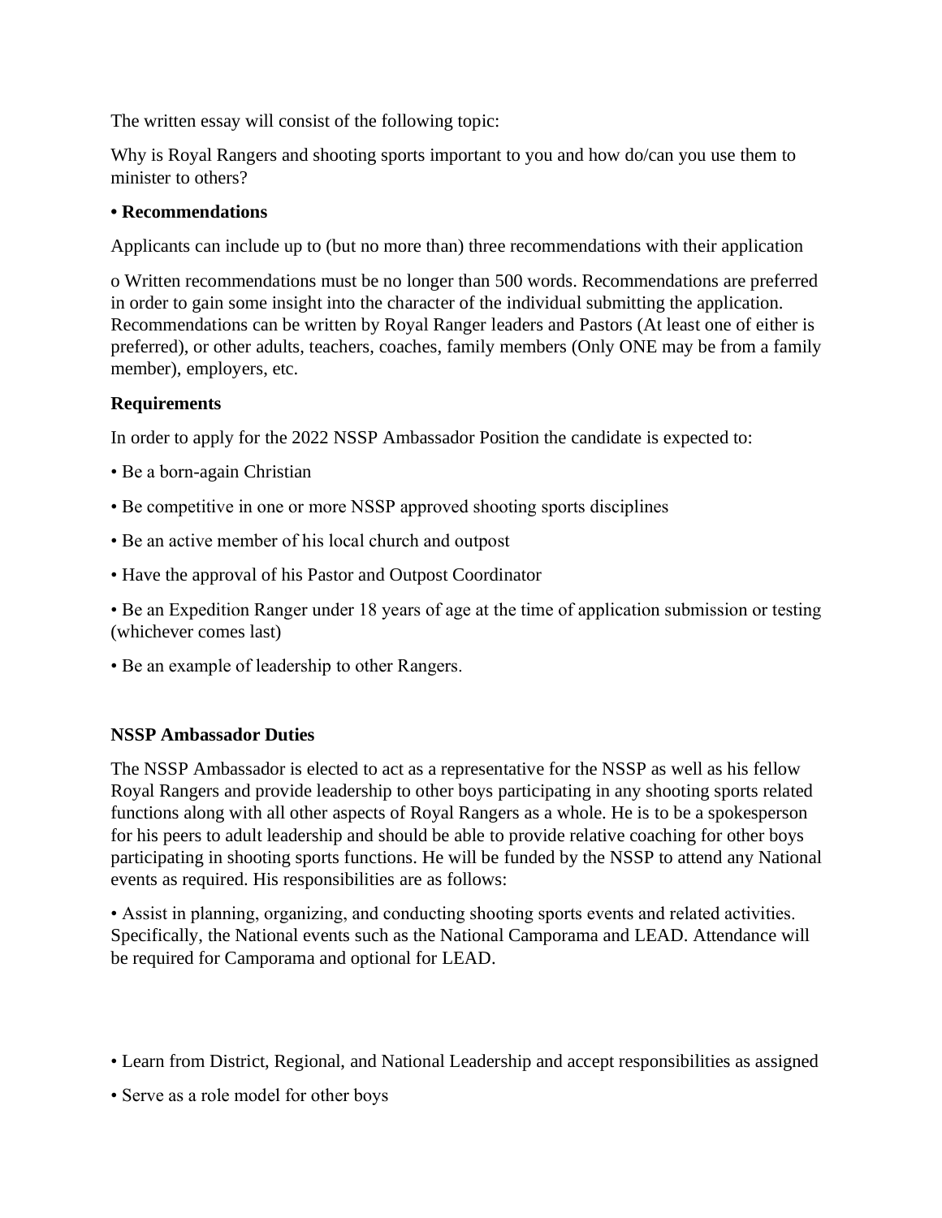The written essay will consist of the following topic:

Why is Royal Rangers and shooting sports important to you and how do/can you use them to minister to others?

**• Recommendations**

Applicants can include up to (but no more than) three recommendations with their application

o Written recommendations must be no longer than 500 words. Recommendations are preferred in order to gain some insight into the character of the individual submitting the application. Recommendations can be written by Royal Ranger leaders and Pastors (At least one of either is preferred), or other adults, teachers, coaches, family members (Only ONE may be from a family member), employers, etc.

**Requirements**

In order to apply for the 2022 NSSP Ambassador Position the candidate is expected to:

- Be a born-again Christian
- Be competitive in one or more NSSP approved shooting sports disciplines
- Be an active member of his local church and outpost
- Have the approval of his Pastor and Outpost Coordinator
- Be an Expedition Ranger under 18 years of age at the time of application submission or testing (whichever comes last)
- Be an example of leadership to other Rangers.

**NSSP Ambassador Duties**

The NSSP Ambassador is elected to act as a representative for the NSSP as well as his fellow Royal Rangers and provide leadership to other boys participating in any shooting sports related functions along with all other aspects of Royal Rangers as a whole. He is to be a spokesperson for his peers to adult leadership and should be able to provide relative coaching for other boys participating in shooting sports functions. He will be funded by the NSSP to attend any National events as required. His responsibilities are as follows:

- Assist in planning, organizing, and conducting shooting sports events and related activities. Specifically, the National events such as the National Camporama and LEAD. Attendance will be required for Camporama and optional for LEAD.
- Learn from District, Regional, and National Leadership and accept responsibilities as assigned
- Serve as a role model for other boys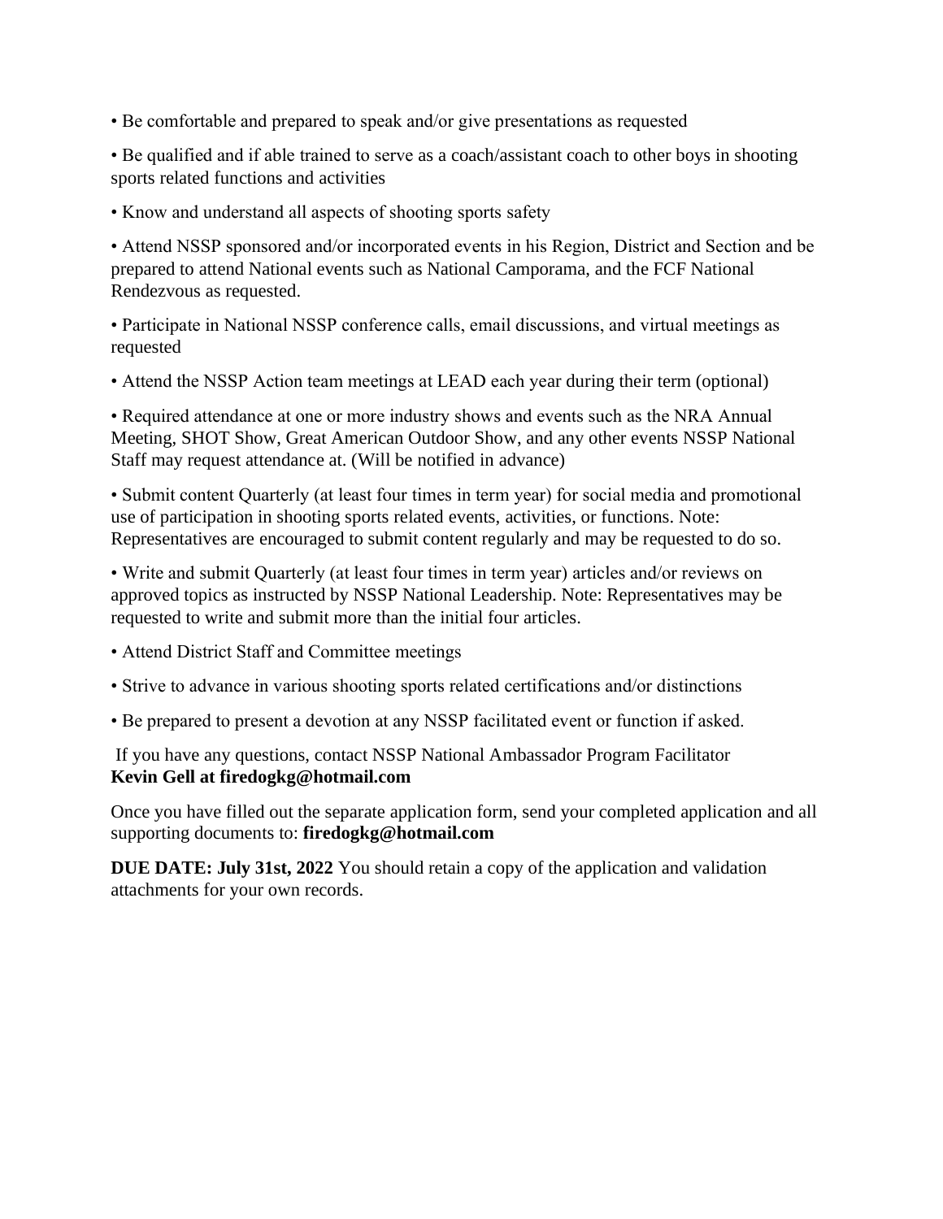- Be comfortable and prepared to speak and/or give presentations as requested
- Be qualified and if able trained to serve as a coach/assistant coach to other boys in shooting sports related functions and activities
- Know and understand all aspects of shooting sports safety
- Attend NSSP sponsored and/or incorporated events in his Region, District and Section and be prepared to attend National events such as National Camporama, and the FCF National Rendezvous as requested.
- Participate in National NSSP conference calls, email discussions, and virtual meetings as requested
- Attend the NSSP Action team meetings at LEAD each year during their term (optional)
- Required attendance at one or more industry shows and events such as the NRA Annual Meeting, SHOT Show, Great American Outdoor Show, and any other events NSSP National Staff may request attendance at. (Will be notified in advance)
- Submit content Quarterly (at least four times in term year) for social media and promotional use of participation in shooting sports related events, activities, or functions. Note: Representatives are encouraged to submit content regularly and may be requested to do so.
- Write and submit Quarterly (at least four times in term year) articles and/or reviews on approved topics as instructed by NSSP National Leadership. Note: Representatives may be requested to write and submit more than the initial four articles.
- Attend District Staff and Committee meetings
- Strive to advance in various shooting sports related certifications and/or distinctions
- Be prepared to present a devotion at any NSSP facilitated event or function if asked.

If you have any questions, contact NSSP National Ambassador Program Facilitator **Kevin Gell at firedogkg@hotmail.com**

Once you have filled out the separate application form, send your completed application and all supporting documents to: **firedogkg@hotmail.com**

**DUE DATE: July 31st, 2022** You should retain a copy of the application and validation attachments for your own records.